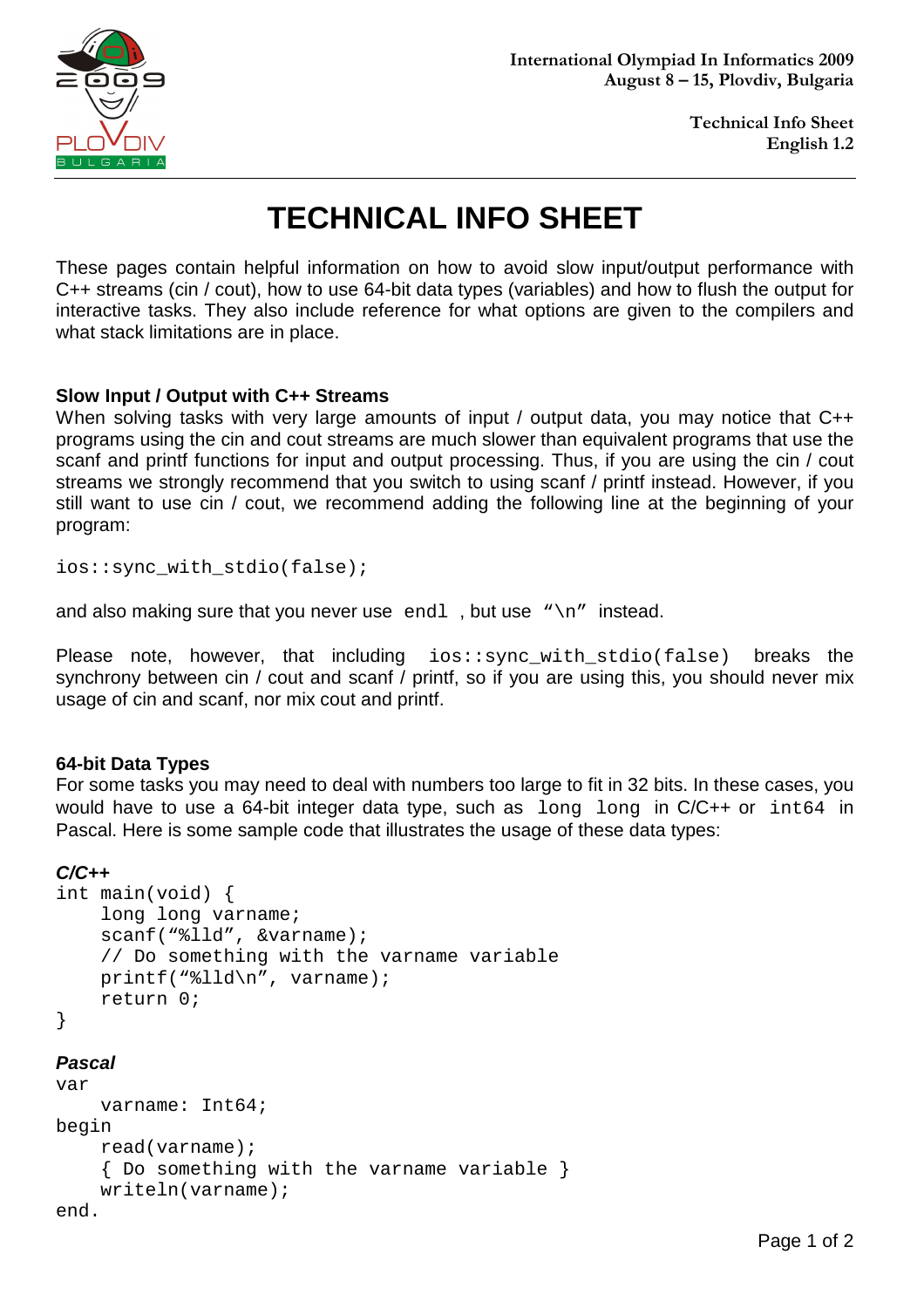International Olympiad In Informatics 2009
August 8 – 15, Plovdiv, Bulgaria

Technical Info Sheet
English 1.2

# TECHNICAL INFO SHEET

These pages contain helpful information on how to avoid slow input/output performance with C++ streams (cin / cout), how to use 64-bit data types (variables) and how to flush the output for interactive tasks. They also include reference for what options are given to the compilers and what stack limitations are in place.

### Slow Input / Output with C++ Streams

When solving tasks with very large amounts of input / output data, you may notice that C++ programs using the cin and cout streams are much slower than equivalent programs that use the scanf and printf functions for input and output processing. Thus, if you are using the cin / cout streams we strongly recommend that you switch to using scanf / printf instead. However, if you still want to use cin / cout, we recommend adding the following line at the beginning of your program:

```
ios::sync_with_stdio(false);
```

and also making sure that you never use `endl` , but use `"\n"` instead.

Please note, however, that including `ios::sync_with_stdio(false)` breaks the synchrony between cin / cout and scanf / printf, so if you are using this, you should never mix usage of cin and scanf, nor mix cout and printf.

### 64-bit Data Types

For some tasks you may need to deal with numbers too large to fit in 32 bits. In these cases, you would have to use a 64-bit integer data type, such as `long long` in C/C++ or `int64` in Pascal. Here is some sample code that illustrates the usage of these data types:

***C/C++***

```
int main(void) {
    long long varname;
    scanf("%lld", &varname);
    // Do something with the varname variable
    printf("%lld\n", varname);
    return 0;
}
```

***Pascal***

```
var
    varname: Int64;
begin
    read(varname);
    { Do something with the varname variable }
    writeln(varname);
end.
```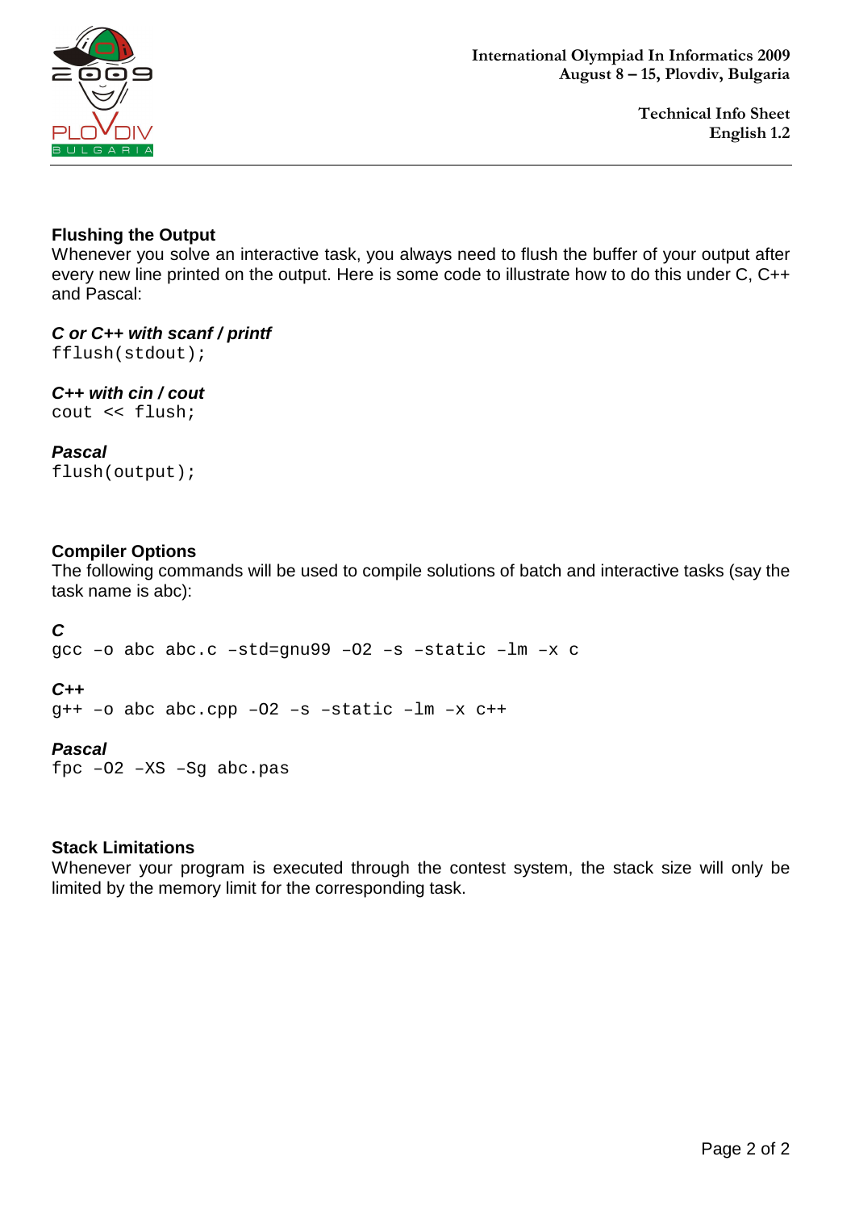## Flushing the Output

Whenever you solve an interactive task, you always need to flush the buffer of your output after every new line printed on the output. Here is some code to illustrate how to do this under C, C++ and Pascal:

***C or C++ with scanf / printf***

```
fflush(stdout);
```

***C++ with cin / cout***

```
cout << flush;
```

***Pascal***

```
flush(output);
```

## Compiler Options

The following commands will be used to compile solutions of batch and interactive tasks (say the task name is abc):

***C***

```
gcc –o abc abc.c –std=gnu99 –O2 –s –static –lm –x c
```

***C++***

```
g++ –o abc abc.cpp –O2 –s –static –lm –x c++
```

***Pascal***

```
fpc –O2 –XS –Sg abc.pas
```

## Stack Limitations

Whenever your program is executed through the contest system, the stack size will only be limited by the memory limit for the corresponding task.